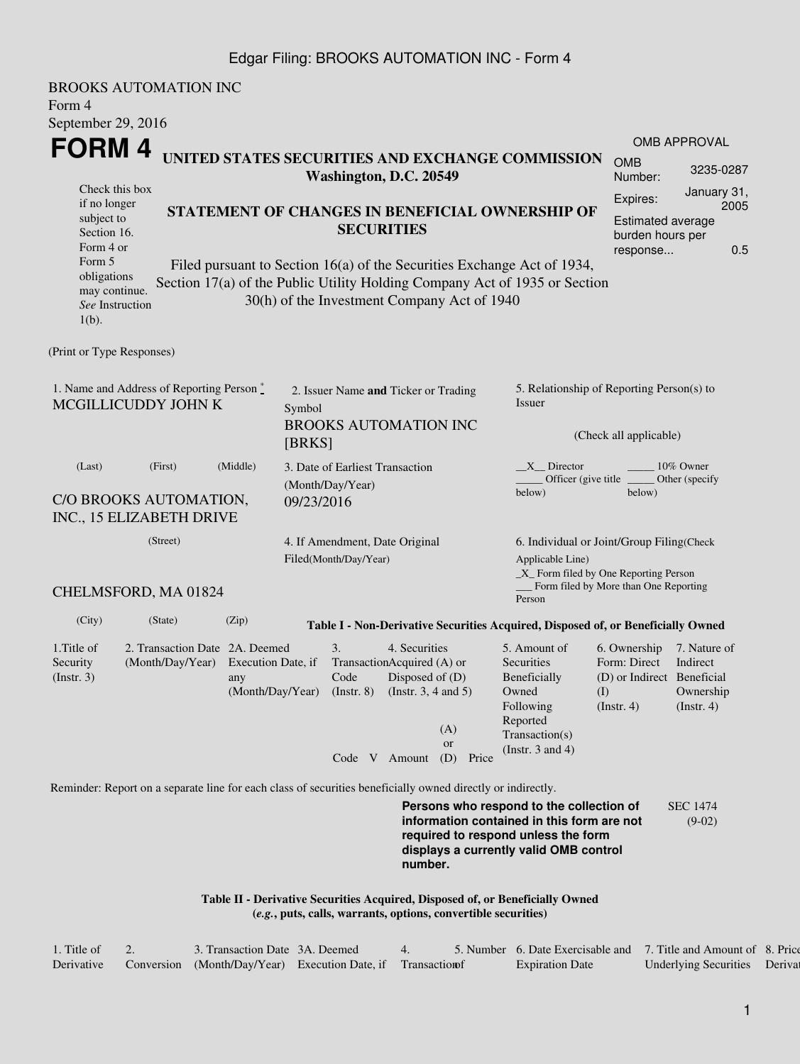Edgar Filing: BROOKS AUTOMATION INC - Form 4

BROOKS AUTOMATION INC
Form 4
September 29, 2016

# FORM 4

Check this box if no longer subject to Section 16. Form 4 or Form 5 obligations may continue. *See* Instruction 1(b).

## UNITED STATES SECURITIES AND EXCHANGE COMMISSION
**Washington, D.C. 20549**

## STATEMENT OF CHANGES IN BENEFICIAL OWNERSHIP OF SECURITIES

Filed pursuant to Section 16(a) of the Securities Exchange Act of 1934, Section 17(a) of the Public Utility Holding Company Act of 1935 or Section 30(h) of the Investment Company Act of 1940

| OMB APPROVAL | |
|---|---|
| OMB Number: | 3235-0287 |
| Expires: | January 31, 2005 |
| Estimated average burden hours per response... | 0.5 |

(Print or Type Responses)

1. Name and Address of Reporting Person *
MCGILLICUDDY JOHN K

(Last) (First) (Middle)

C/O BROOKS AUTOMATION, INC., 15 ELIZABETH DRIVE

(Street)

CHELMSFORD, MA 01824

(City) (State) (Zip)

2. Issuer Name **and** Ticker or Trading Symbol
BROOKS AUTOMATION INC [BRKS]

3. Date of Earliest Transaction (Month/Day/Year)
09/23/2016

4. If Amendment, Date Original Filed(Month/Day/Year)

5. Relationship of Reporting Person(s) to Issuer

(Check all applicable)

\_\_X\_\_ Director \_\_\_\_\_ 10% Owner
\_\_\_\_\_ Officer (give title below) \_\_\_\_\_ Other (specify below)

6. Individual or Joint/Group Filing(Check Applicable Line)
\_X\_ Form filed by One Reporting Person
\_\_\_ Form filed by More than One Reporting Person

**Table I - Non-Derivative Securities Acquired, Disposed of, or Beneficially Owned**

| 1.Title of Security (Instr. 3) | 2. Transaction Date (Month/Day/Year) | 2A. Deemed Execution Date, if any (Month/Day/Year) | 3. Transaction Code (Instr. 8) | | 4. Securities Acquired (A) or Disposed of (D) (Instr. 3, 4 and 5) | | | 5. Amount of Securities Beneficially Owned Following Reported Transaction(s) (Instr. 3 and 4) | 6. Ownership Form: Direct (D) or Indirect (I) (Instr. 4) | 7. Nature of Indirect Beneficial Ownership (Instr. 4) |
|---|---|---|---|---|---|---|---|---|---|---|
| | | | Code | V | Amount | (A) or (D) | Price | | | |

Reminder: Report on a separate line for each class of securities beneficially owned directly or indirectly.

**Persons who respond to the collection of information contained in this form are not required to respond unless the form displays a currently valid OMB control number.**

SEC 1474 (9-02)

**Table II - Derivative Securities Acquired, Disposed of, or Beneficially Owned**
**(*e.g.*, puts, calls, warrants, options, convertible securities)**

| 1. Title of Derivative | 2. Conversion | 3. Transaction Date (Month/Day/Year) | 3A. Deemed Execution Date, if | 4. Transaction | 5. Number of | 6. Date Exercisable and Expiration Date | 7. Title and Amount of Underlying Securities | 8. Price of Derivat |
|---|---|---|---|---|---|---|---|---|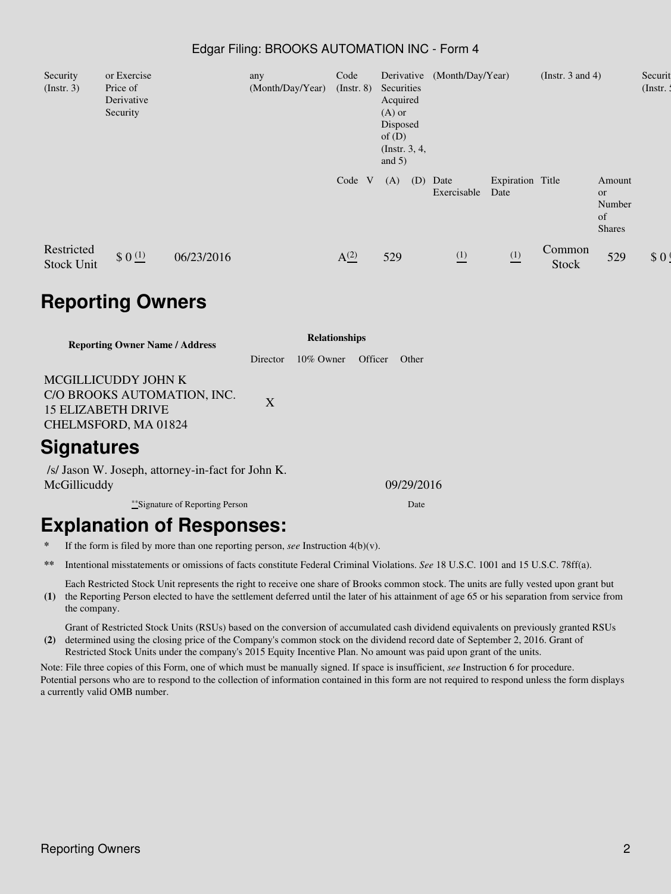| Security (Instr. 3) | or Exercise Price of Derivative Security | | any (Month/Day/Year) | Code (Instr. 8) | | Derivative Securities Acquired (A) or Disposed of (D) (Instr. 3, 4, and 5) | | (Month/Day/Year) | | (Instr. 3 and 4) | | Securit (Instr. 5 |
|---|---|---|---|---|---|---|---|---|---|---|---|---|
| | | | | Code | V | (A) | (D) | Date Exercisable | Expiration Date | Title | Amount or Number of Shares | |
| Restricted Stock Unit | $ 0 (1) | 06/23/2016 | | A (2) | | 529 | | (1) | (1) | Common Stock | 529 | $ 0 |

## Reporting Owners

| Reporting Owner Name / Address | Relationships | | | |
|---|---|---|---|---|
| | Director | 10% Owner | Officer | Other |
| MCGILLICUDDY JOHN K<br>C/O BROOKS AUTOMATION, INC.<br>15 ELIZABETH DRIVE<br>CHELMSFORD, MA 01824 | X | | | |

## Signatures

| | |
|---|---|
| /s/ Jason W. Joseph, attorney-in-fact for John K. McGillicuddy | 09/29/2016 |
| **Signature of Reporting Person | Date |

## Explanation of Responses:

* If the form is filed by more than one reporting person, *see* Instruction 4(b)(v).

** Intentional misstatements or omissions of facts constitute Federal Criminal Violations. *See* 18 U.S.C. 1001 and 15 U.S.C. 78ff(a).

(1) Each Restricted Stock Unit represents the right to receive one share of Brooks common stock. The units are fully vested upon grant but the Reporting Person elected to have the settlement deferred until the later of his attainment of age 65 or his separation from service from the company.

(2) Grant of Restricted Stock Units (RSUs) based on the conversion of accumulated cash dividend equivalents on previously granted RSUs determined using the closing price of the Company's common stock on the dividend record date of September 2, 2016. Grant of Restricted Stock Units under the company's 2015 Equity Incentive Plan. No amount was paid upon grant of the units.

Note: File three copies of this Form, one of which must be manually signed. If space is insufficient, *see* Instruction 6 for procedure.
Potential persons who are to respond to the collection of information contained in this form are not required to respond unless the form displays a currently valid OMB number.